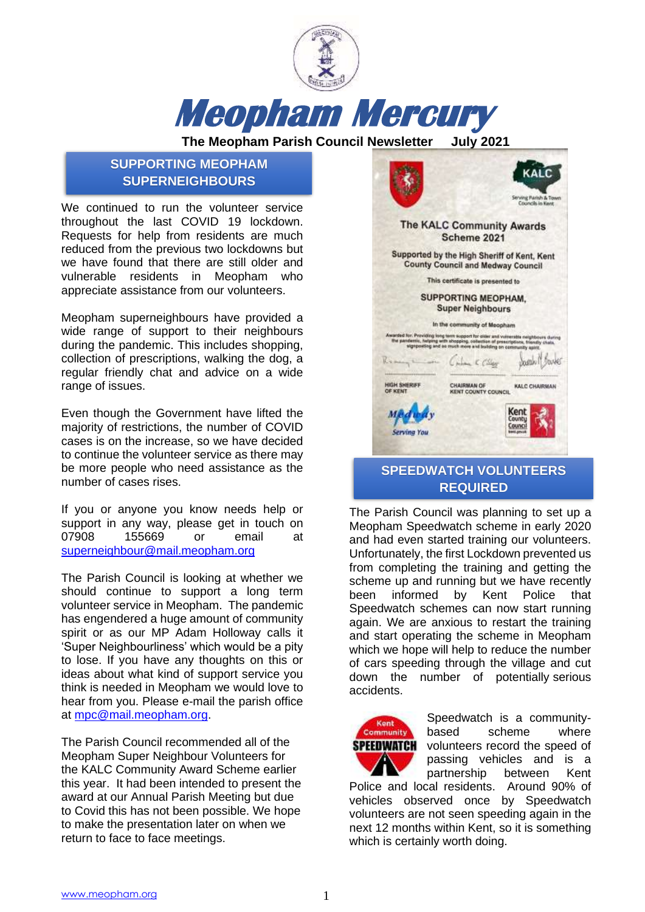# Meopham Mercury

**The Meopham Parish Council Newsletter July 2021**

## SUPPORTING MEOPHAM SUPERNEIGHBOURS

We continued to run the volunteer service throughout the last COVID 19 lockdown. Requests for help from residents are much reduced from the previous two lockdowns but we have found that there are still older and vulnerable residents in Meopham who appreciate assistance from our volunteers.

Meopham superneighbours have provided a wide range of support to their neighbours during the pandemic. This includes shopping, collection of prescriptions, walking the dog, a regular friendly chat and advice on a wide range of issues.

Even though the Government have lifted the majority of restrictions, the number of COVID cases is on the increase, so we have decided to continue the volunteer service as there may be more people who need assistance as the number of cases rises.

If you or anyone you know needs help or support in any way, please get in touch on 07908 155669 or email at superneighbour@mail.meopham.org

The Parish Council is looking at whether we should continue to support a long term volunteer service in Meopham. The pandemic has engendered a huge amount of community spirit or as our MP Adam Holloway calls it 'Super Neighbourliness' which would be a pity to lose. If you have any thoughts on this or ideas about what kind of support service you think is needed in Meopham we would love to hear from you. Please e-mail the parish office at mpc@mail.meopham.org.

The Parish Council recommended all of the Meopham Super Neighbour Volunteers for the KALC Community Award Scheme earlier this year. It had been intended to present the award at our Annual Parish Meeting but due to Covid this has not been possible. We hope to make the presentation later on when we return to face to face meetings.

KALC — Serving Parish & Town Councils in Kent

The KALC Community Awards Scheme 2021

Supported by the High Sheriff of Kent, Kent County Council and Medway Council

This certificate is presented to

SUPPORTING MEOPHAM, Super Neighbours

In the community of Meopham

Awarded for: Providing long term support for older and vulnerable neighbours during the pandemic, helping with shopping, collection of prescriptions, friendly chats, signposting and so much more and building on community spirit.

HIGH SHERIFF OF KENT — CHAIRMAN OF KENT COUNTY COUNCIL — KALC CHAIRMAN

Medway Serving You — Kent County Council

## SPEEDWATCH VOLUNTEERS REQUIRED

The Parish Council was planning to set up a Meopham Speedwatch scheme in early 2020 and had even started training our volunteers. Unfortunately, the first Lockdown prevented us from completing the training and getting the scheme up and running but we have recently been informed by Kent Police that Speedwatch schemes can now start running again. We are anxious to restart the training and start operating the scheme in Meopham which we hope will help to reduce the number of cars speeding through the village and cut down the number of potentially serious accidents.

Kent Community SPEEDWATCH

Speedwatch is a community-based scheme where volunteers record the speed of passing vehicles and is a partnership between Kent Police and local residents. Around 90% of vehicles observed once by Speedwatch volunteers are not seen speeding again in the next 12 months within Kent, so it is something which is certainly worth doing.

www.meopham.org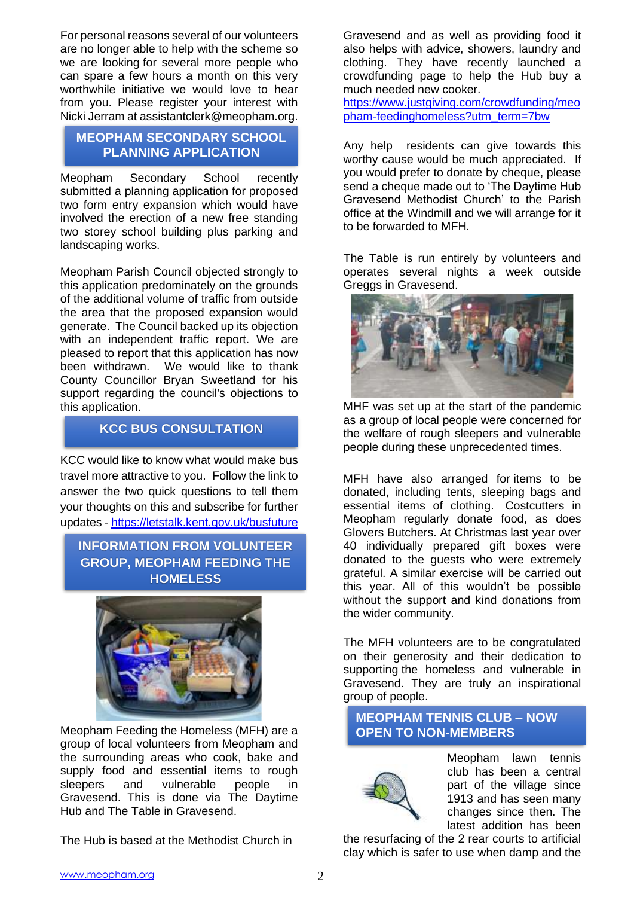For personal reasons several of our volunteers are no longer able to help with the scheme so we are looking for several more people who can spare a few hours a month on this very worthwhile initiative we would love to hear from you. Please register your interest with Nicki Jerram at assistantclerk@meopham.org.

## MEOPHAM SECONDARY SCHOOL PLANNING APPLICATION

Meopham Secondary School recently submitted a planning application for proposed two form entry expansion which would have involved the erection of a new free standing two storey school building plus parking and landscaping works.

Meopham Parish Council objected strongly to this application predominately on the grounds of the additional volume of traffic from outside the area that the proposed expansion would generate. The Council backed up its objection with an independent traffic report. We are pleased to report that this application has now been withdrawn. We would like to thank County Councillor Bryan Sweetland for his support regarding the council's objections to this application.

## KCC BUS CONSULTATION

KCC would like to know what would make bus travel more attractive to you. Follow the link to answer the two quick questions to tell them your thoughts on this and subscribe for further updates - https://letstalk.kent.gov.uk/busfuture

## INFORMATION FROM VOLUNTEER GROUP, MEOPHAM FEEDING THE HOMELESS

Meopham Feeding the Homeless (MFH) are a group of local volunteers from Meopham and the surrounding areas who cook, bake and supply food and essential items to rough sleepers and vulnerable people in Gravesend. This is done via The Daytime Hub and The Table in Gravesend.

The Hub is based at the Methodist Church in Gravesend and as well as providing food it also helps with advice, showers, laundry and clothing. They have recently launched a crowdfunding page to help the Hub buy a much needed new cooker.
https://www.justgiving.com/crowdfunding/meopham-feedinghomeless?utm_term=7bw

Any help residents can give towards this worthy cause would be much appreciated. If you would prefer to donate by cheque, please send a cheque made out to 'The Daytime Hub Gravesend Methodist Church' to the Parish office at the Windmill and we will arrange for it to be forwarded to MFH.

The Table is run entirely by volunteers and operates several nights a week outside Greggs in Gravesend.

MHF was set up at the start of the pandemic as a group of local people were concerned for the welfare of rough sleepers and vulnerable people during these unprecedented times.

MFH have also arranged for items to be donated, including tents, sleeping bags and essential items of clothing. Costcutters in Meopham regularly donate food, as does Glovers Butchers. At Christmas last year over 40 individually prepared gift boxes were donated to the guests who were extremely grateful. A similar exercise will be carried out this year. All of this wouldn't be possible without the support and kind donations from the wider community.

The MFH volunteers are to be congratulated on their generosity and their dedication to supporting the homeless and vulnerable in Gravesend. They are truly an inspirational group of people.

## MEOPHAM TENNIS CLUB – NOW OPEN TO NON-MEMBERS

Meopham lawn tennis club has been a central part of the village since 1913 and has seen many changes since then. The latest addition has been the resurfacing of the 2 rear courts to artificial clay which is safer to use when damp and the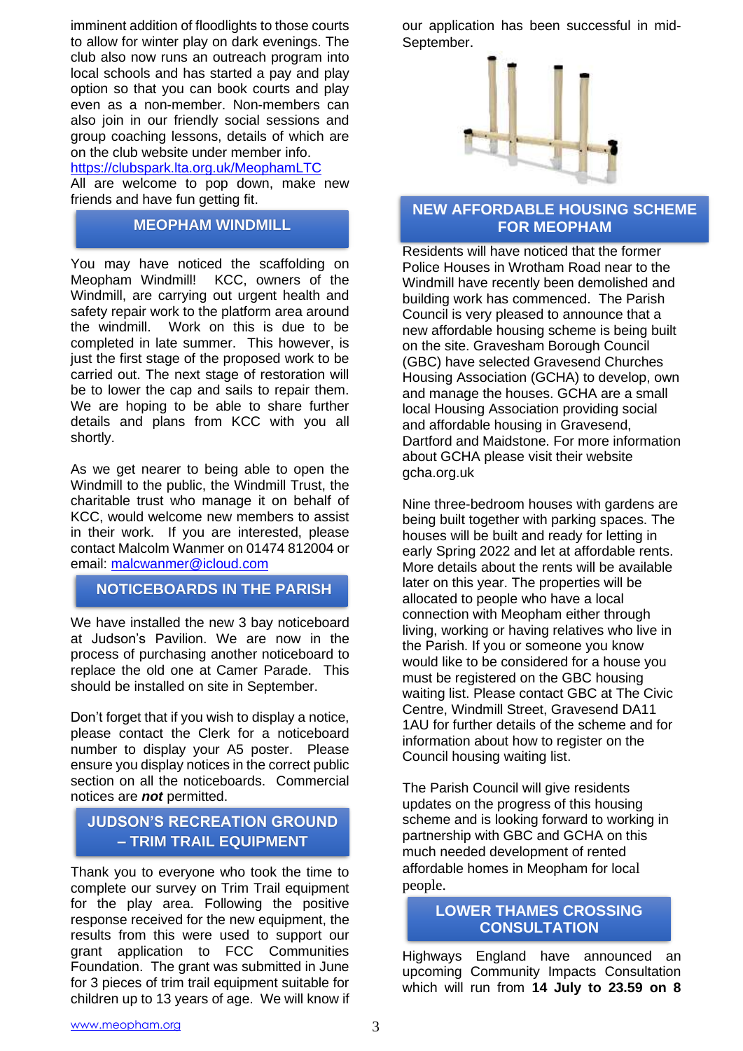imminent addition of floodlights to those courts to allow for winter play on dark evenings. The club also now runs an outreach program into local schools and has started a pay and play option so that you can book courts and play even as a non-member. Non-members can also join in our friendly social sessions and group coaching lessons, details of which are on the club website under member info.
https://clubspark.lta.org.uk/MeophamLTC
All are welcome to pop down, make new friends and have fun getting fit.

## MEOPHAM WINDMILL

You may have noticed the scaffolding on Meopham Windmill! KCC, owners of the Windmill, are carrying out urgent health and safety repair work to the platform area around the windmill. Work on this is due to be completed in late summer. This however, is just the first stage of the proposed work to be carried out. The next stage of restoration will be to lower the cap and sails to repair them. We are hoping to be able to share further details and plans from KCC with you all shortly.

As we get nearer to being able to open the Windmill to the public, the Windmill Trust, the charitable trust who manage it on behalf of KCC, would welcome new members to assist in their work. If you are interested, please contact Malcolm Wanmer on 01474 812004 or email: malcwanmer@icloud.com

## NOTICEBOARDS IN THE PARISH

We have installed the new 3 bay noticeboard at Judson's Pavilion. We are now in the process of purchasing another noticeboard to replace the old one at Camer Parade. This should be installed on site in September.

Don't forget that if you wish to display a notice, please contact the Clerk for a noticeboard number to display your A5 poster. Please ensure you display notices in the correct public section on all the noticeboards. Commercial notices are ***not*** permitted.

## JUDSON'S RECREATION GROUND – TRIM TRAIL EQUIPMENT

Thank you to everyone who took the time to complete our survey on Trim Trail equipment for the play area. Following the positive response received for the new equipment, the results from this were used to support our grant application to FCC Communities Foundation. The grant was submitted in June for 3 pieces of trim trail equipment suitable for children up to 13 years of age. We will know if our application has been successful in mid-September.

## NEW AFFORDABLE HOUSING SCHEME FOR MEOPHAM

Residents will have noticed that the former Police Houses in Wrotham Road near to the Windmill have recently been demolished and building work has commenced. The Parish Council is very pleased to announce that a new affordable housing scheme is being built on the site. Gravesham Borough Council (GBC) have selected Gravesend Churches Housing Association (GCHA) to develop, own and manage the houses. GCHA are a small local Housing Association providing social and affordable housing in Gravesend, Dartford and Maidstone. For more information about GCHA please visit their website gcha.org.uk

Nine three-bedroom houses with gardens are being built together with parking spaces. The houses will be built and ready for letting in early Spring 2022 and let at affordable rents. More details about the rents will be available later on this year. The properties will be allocated to people who have a local connection with Meopham either through living, working or having relatives who live in the Parish. If you or someone you know would like to be considered for a house you must be registered on the GBC housing waiting list. Please contact GBC at The Civic Centre, Windmill Street, Gravesend DA11 1AU for further details of the scheme and for information about how to register on the Council housing waiting list.

The Parish Council will give residents updates on the progress of this housing scheme and is looking forward to working in partnership with GBC and GCHA on this much needed development of rented affordable homes in Meopham for local people.

## LOWER THAMES CROSSING CONSULTATION

Highways England have announced an upcoming Community Impacts Consultation which will run from **14 July to 23.59 on 8**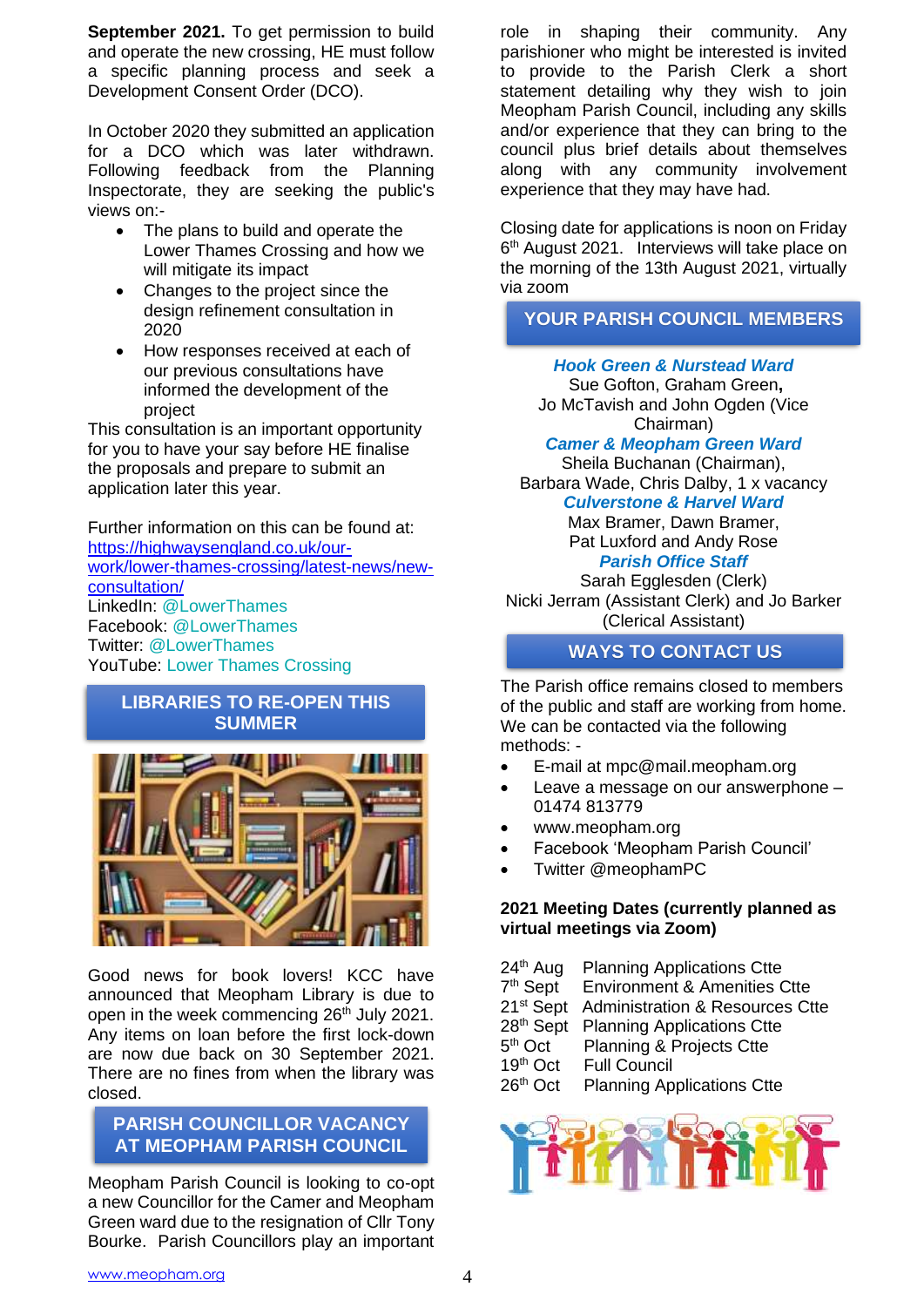**September 2021.** To get permission to build and operate the new crossing, HE must follow a specific planning process and seek a Development Consent Order (DCO).

In October 2020 they submitted an application for a DCO which was later withdrawn. Following feedback from the Planning Inspectorate, they are seeking the public's views on:-

- The plans to build and operate the Lower Thames Crossing and how we will mitigate its impact
- Changes to the project since the design refinement consultation in 2020
- How responses received at each of our previous consultations have informed the development of the project

This consultation is an important opportunity for you to have your say before HE finalise the proposals and prepare to submit an application later this year.

Further information on this can be found at:
https://highwaysengland.co.uk/our-work/lower-thames-crossing/latest-news/new-consultation/
LinkedIn: @LowerThames
Facebook: @LowerThames
Twitter: @LowerThames
YouTube: Lower Thames Crossing

## LIBRARIES TO RE-OPEN THIS SUMMER

Good news for book lovers! KCC have announced that Meopham Library is due to open in the week commencing 26th July 2021. Any items on loan before the first lock-down are now due back on 30 September 2021. There are no fines from when the library was closed.

## PARISH COUNCILLOR VACANCY AT MEOPHAM PARISH COUNCIL

Meopham Parish Council is looking to co-opt a new Councillor for the Camer and Meopham Green ward due to the resignation of Cllr Tony Bourke. Parish Councillors play an important role in shaping their community. Any parishioner who might be interested is invited to provide to the Parish Clerk a short statement detailing why they wish to join Meopham Parish Council, including any skills and/or experience that they can bring to the council plus brief details about themselves along with any community involvement experience that they may have had.

Closing date for applications is noon on Friday 6th August 2021. Interviews will take place on the morning of the 13th August 2021, virtually via zoom

## YOUR PARISH COUNCIL MEMBERS

***Hook Green & Nurstead Ward***
Sue Gofton, Graham Green,
Jo McTavish and John Ogden (Vice Chairman)

***Camer & Meopham Green Ward***
Sheila Buchanan (Chairman),
Barbara Wade, Chris Dalby, 1 x vacancy

***Culverstone & Harvel Ward***
Max Bramer, Dawn Bramer,
Pat Luxford and Andy Rose

***Parish Office Staff***
Sarah Egglesden (Clerk)
Nicki Jerram (Assistant Clerk) and Jo Barker (Clerical Assistant)

## WAYS TO CONTACT US

The Parish office remains closed to members of the public and staff are working from home. We can be contacted via the following methods: -

- E-mail at mpc@mail.meopham.org
- Leave a message on our answerphone – 01474 813779
- www.meopham.org
- Facebook 'Meopham Parish Council'
- Twitter @meophamPC

**2021 Meeting Dates (currently planned as virtual meetings via Zoom)**

| | |
|---|---|
| 24th Aug | Planning Applications Ctte |
| 7th Sept | Environment & Amenities Ctte |
| 21st Sept | Administration & Resources Ctte |
| 28th Sept | Planning Applications Ctte |
| 5th Oct | Planning & Projects Ctte |
| 19th Oct | Full Council |
| 26th Oct | Planning Applications Ctte |